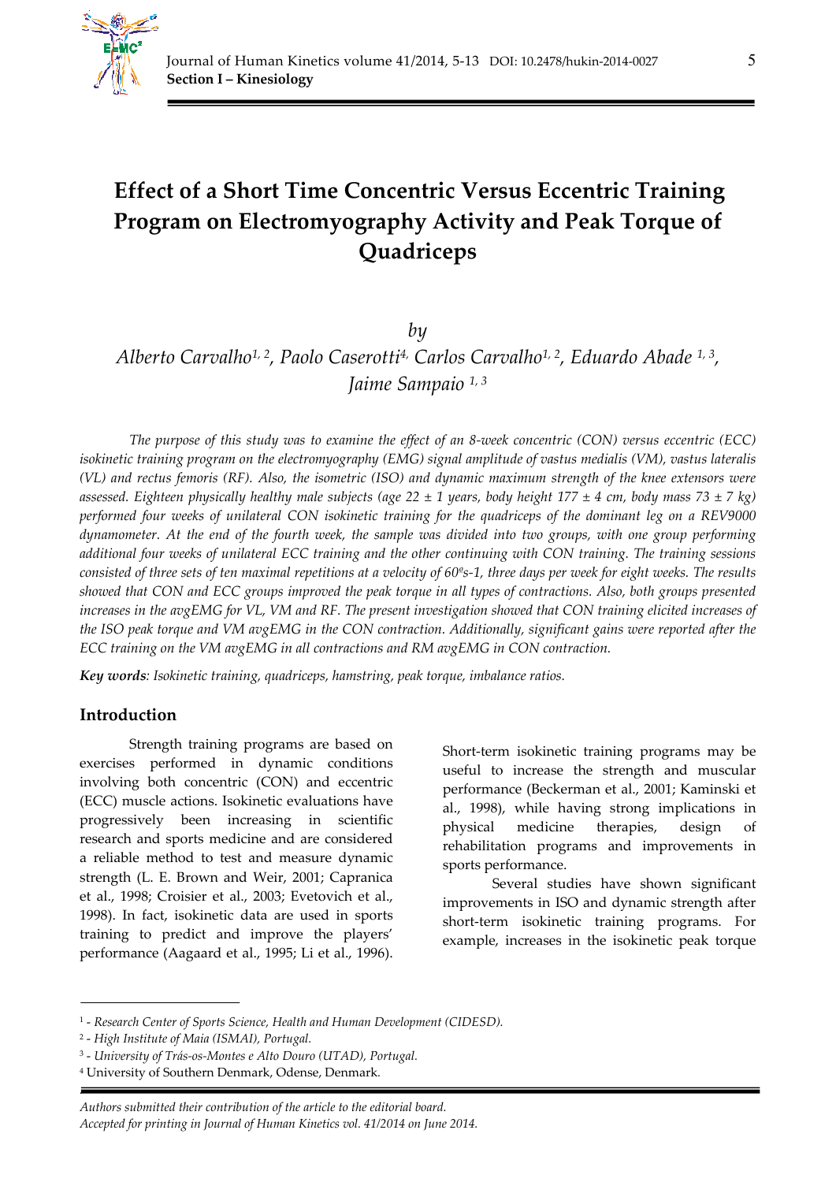# Effect of a Short Time Concentric Versus Eccentric Training Program on Electromyography Activity and Peak Torque of Quadriceps

*by*

*Alberto Carvalho[1, 2], Paolo Caserotti[4], Carlos Carvalho[1, 2], Eduardo Abade [1, 3], Jaime Sampaio [1, 3]*

*The purpose of this study was to examine the effect of an 8-week concentric (CON) versus eccentric (ECC) isokinetic training program on the electromyography (EMG) signal amplitude of vastus medialis (VM), vastus lateralis (VL) and rectus femoris (RF). Also, the isometric (ISO) and dynamic maximum strength of the knee extensors were assessed. Eighteen physically healthy male subjects (age 22 ± 1 years, body height 177 ± 4 cm, body mass 73 ± 7 kg) performed four weeks of unilateral CON isokinetic training for the quadriceps of the dominant leg on a REV9000 dynamometer. At the end of the fourth week, the sample was divided into two groups, with one group performing additional four weeks of unilateral ECC training and the other continuing with CON training. The training sessions consisted of three sets of ten maximal repetitions at a velocity of 60ºs-1, three days per week for eight weeks. The results showed that CON and ECC groups improved the peak torque in all types of contractions. Also, both groups presented increases in the avgEMG for VL, VM and RF. The present investigation showed that CON training elicited increases of the ISO peak torque and VM avgEMG in the CON contraction. Additionally, significant gains were reported after the ECC training on the VM avgEMG in all contractions and RM avgEMG in CON contraction.*

***Key words**: Isokinetic training, quadriceps, hamstring, peak torque, imbalance ratios.*

## Introduction

Strength training programs are based on exercises performed in dynamic conditions involving both concentric (CON) and eccentric (ECC) muscle actions. Isokinetic evaluations have progressively been increasing in scientific research and sports medicine and are considered a reliable method to test and measure dynamic strength (L. E. Brown and Weir, 2001; Capranica et al., 1998; Croisier et al., 2003; Evetovich et al., 1998). In fact, isokinetic data are used in sports training to predict and improve the players' performance (Aagaard et al., 1995; Li et al., 1996). Short-term isokinetic training programs may be useful to increase the strength and muscular performance (Beckerman et al., 2001; Kaminski et al., 1998), while having strong implications in physical medicine therapies, design of rehabilitation programs and improvements in sports performance.

Several studies have shown significant improvements in ISO and dynamic strength after short-term isokinetic training programs. For example, increases in the isokinetic peak torque

---

[1] - *Research Center of Sports Science, Health and Human Development (CIDESD).*
[2] - *High Institute of Maia (ISMAI), Portugal.*
[3] - *University of Trás-os-Montes e Alto Douro (UTAD), Portugal.*
[4] University of Southern Denmark, Odense, Denmark.

*Authors submitted their contribution of the article to the editorial board.*
*Accepted for printing in Journal of Human Kinetics vol. 41/2014 on June 2014.*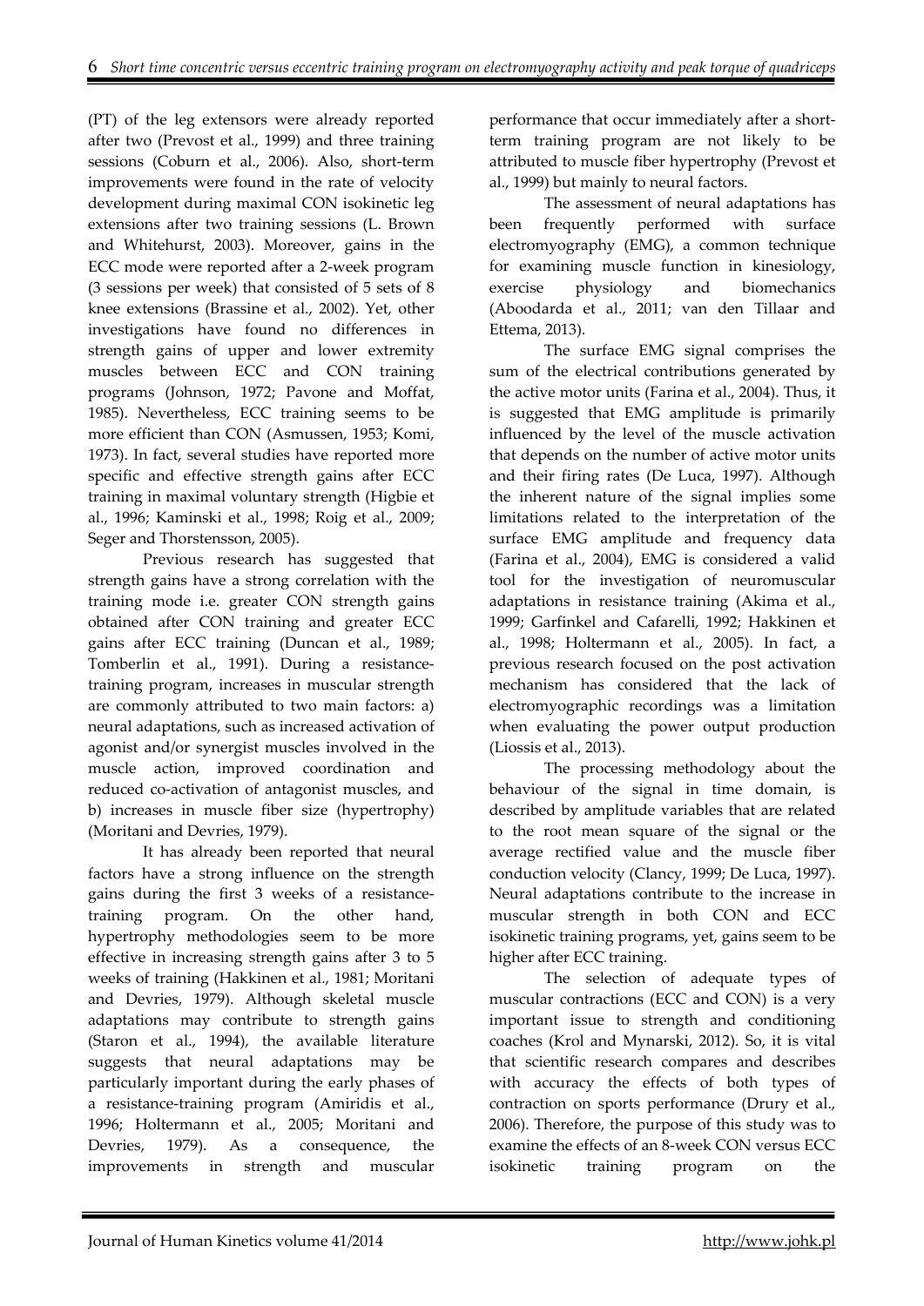(PT) of the leg extensors were already reported after two (Prevost et al., 1999) and three training sessions (Coburn et al., 2006). Also, short-term improvements were found in the rate of velocity development during maximal CON isokinetic leg extensions after two training sessions (L. Brown and Whitehurst, 2003). Moreover, gains in the ECC mode were reported after a 2-week program (3 sessions per week) that consisted of 5 sets of 8 knee extensions (Brassine et al., 2002). Yet, other investigations have found no differences in strength gains of upper and lower extremity muscles between ECC and CON training programs (Johnson, 1972; Pavone and Moffat, 1985). Nevertheless, ECC training seems to be more efficient than CON (Asmussen, 1953; Komi, 1973). In fact, several studies have reported more specific and effective strength gains after ECC training in maximal voluntary strength (Higbie et al., 1996; Kaminski et al., 1998; Roig et al., 2009; Seger and Thorstensson, 2005).

Previous research has suggested that strength gains have a strong correlation with the training mode i.e. greater CON strength gains obtained after CON training and greater ECC gains after ECC training (Duncan et al., 1989; Tomberlin et al., 1991). During a resistance-training program, increases in muscular strength are commonly attributed to two main factors: a) neural adaptations, such as increased activation of agonist and/or synergist muscles involved in the muscle action, improved coordination and reduced co-activation of antagonist muscles, and b) increases in muscle fiber size (hypertrophy) (Moritani and Devries, 1979).

It has already been reported that neural factors have a strong influence on the strength gains during the first 3 weeks of a resistance-training program. On the other hand, hypertrophy methodologies seem to be more effective in increasing strength gains after 3 to 5 weeks of training (Hakkinen et al., 1981; Moritani and Devries, 1979). Although skeletal muscle adaptations may contribute to strength gains (Staron et al., 1994), the available literature suggests that neural adaptations may be particularly important during the early phases of a resistance-training program (Amiridis et al., 1996; Holtermann et al., 2005; Moritani and Devries, 1979). As a consequence, the improvements in strength and muscular performance that occur immediately after a short-term training program are not likely to be attributed to muscle fiber hypertrophy (Prevost et al., 1999) but mainly to neural factors.

The assessment of neural adaptations has been frequently performed with surface electromyography (EMG), a common technique for examining muscle function in kinesiology, exercise physiology and biomechanics (Aboodarda et al., 2011; van den Tillaar and Ettema, 2013).

The surface EMG signal comprises the sum of the electrical contributions generated by the active motor units (Farina et al., 2004). Thus, it is suggested that EMG amplitude is primarily influenced by the level of the muscle activation that depends on the number of active motor units and their firing rates (De Luca, 1997). Although the inherent nature of the signal implies some limitations related to the interpretation of the surface EMG amplitude and frequency data (Farina et al., 2004), EMG is considered a valid tool for the investigation of neuromuscular adaptations in resistance training (Akima et al., 1999; Garfinkel and Cafarelli, 1992; Hakkinen et al., 1998; Holtermann et al., 2005). In fact, a previous research focused on the post activation mechanism has considered that the lack of electromyographic recordings was a limitation when evaluating the power output production (Liossis et al., 2013).

The processing methodology about the behaviour of the signal in time domain, is described by amplitude variables that are related to the root mean square of the signal or the average rectified value and the muscle fiber conduction velocity (Clancy, 1999; De Luca, 1997). Neural adaptations contribute to the increase in muscular strength in both CON and ECC isokinetic training programs, yet, gains seem to be higher after ECC training.

The selection of adequate types of muscular contractions (ECC and CON) is a very important issue to strength and conditioning coaches (Krol and Mynarski, 2012). So, it is vital that scientific research compares and describes with accuracy the effects of both types of contraction on sports performance (Drury et al., 2006). Therefore, the purpose of this study was to examine the effects of an 8-week CON versus ECC isokinetic training program on the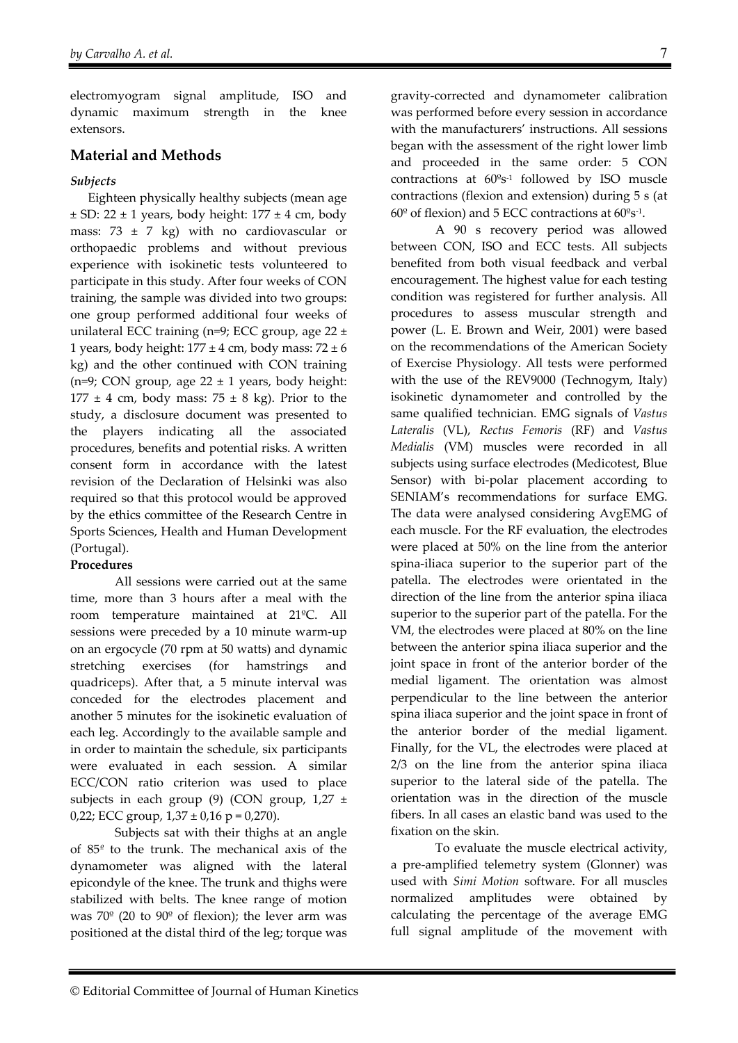electromyogram signal amplitude, ISO and dynamic maximum strength in the knee extensors.

## Material and Methods

### *Subjects*

Eighteen physically healthy subjects (mean age ± SD: 22 ± 1 years, body height: 177 ± 4 cm, body mass: 73 ± 7 kg) with no cardiovascular or orthopaedic problems and without previous experience with isokinetic tests volunteered to participate in this study. After four weeks of CON training, the sample was divided into two groups: one group performed additional four weeks of unilateral ECC training (n=9; ECC group, age 22 ± 1 years, body height: 177 ± 4 cm, body mass: 72 ± 6 kg) and the other continued with CON training (n=9; CON group, age 22 ± 1 years, body height: 177 ± 4 cm, body mass: 75 ± 8 kg). Prior to the study, a disclosure document was presented to the players indicating all the associated procedures, benefits and potential risks. A written consent form in accordance with the latest revision of the Declaration of Helsinki was also required so that this protocol would be approved by the ethics committee of the Research Centre in Sports Sciences, Health and Human Development (Portugal).

**Procedures**

All sessions were carried out at the same time, more than 3 hours after a meal with the room temperature maintained at 21ºC. All sessions were preceded by a 10 minute warm-up on an ergocycle (70 rpm at 50 watts) and dynamic stretching exercises (for hamstrings and quadriceps). After that, a 5 minute interval was conceded for the electrodes placement and another 5 minutes for the isokinetic evaluation of each leg. Accordingly to the available sample and in order to maintain the schedule, six participants were evaluated in each session. A similar ECC/CON ratio criterion was used to place subjects in each group (9) (CON group, 1,27 ± 0,22; ECC group, 1,37 ± 0,16 p = 0,270).

Subjects sat with their thighs at an angle of 85º to the trunk. The mechanical axis of the dynamometer was aligned with the lateral epicondyle of the knee. The trunk and thighs were stabilized with belts. The knee range of motion was 70º (20 to 90º of flexion); the lever arm was positioned at the distal third of the leg; torque was gravity-corrected and dynamometer calibration was performed before every session in accordance with the manufacturers' instructions. All sessions began with the assessment of the right lower limb and proceeded in the same order: 5 CON contractions at $60^{\circ}s^{-1}$ followed by ISO muscle contractions (flexion and extension) during 5 s (at 60º of flexion) and 5 ECC contractions at $60^{\circ}s^{-1}$.

A 90 s recovery period was allowed between CON, ISO and ECC tests. All subjects benefited from both visual feedback and verbal encouragement. The highest value for each testing condition was registered for further analysis. All procedures to assess muscular strength and power (L. E. Brown and Weir, 2001) were based on the recommendations of the American Society of Exercise Physiology. All tests were performed with the use of the REV9000 (Technogym, Italy) isokinetic dynamometer and controlled by the same qualified technician. EMG signals of *Vastus Lateralis* (VL), *Rectus Femoris* (RF) and *Vastus Medialis* (VM) muscles were recorded in all subjects using surface electrodes (Medicotest, Blue Sensor) with bi-polar placement according to SENIAM's recommendations for surface EMG. The data were analysed considering AvgEMG of each muscle. For the RF evaluation, the electrodes were placed at 50% on the line from the anterior spina-iliaca superior to the superior part of the patella. The electrodes were orientated in the direction of the line from the anterior spina iliaca superior to the superior part of the patella. For the VM, the electrodes were placed at 80% on the line between the anterior spina iliaca superior and the joint space in front of the anterior border of the medial ligament. The orientation was almost perpendicular to the line between the anterior spina iliaca superior and the joint space in front of the anterior border of the medial ligament. Finally, for the VL, the electrodes were placed at 2/3 on the line from the anterior spina iliaca superior to the lateral side of the patella. The orientation was in the direction of the muscle fibers. In all cases an elastic band was used to the fixation on the skin.

To evaluate the muscle electrical activity, a pre-amplified telemetry system (Glonner) was used with *Simi Motion* software. For all muscles normalized amplitudes were obtained by calculating the percentage of the average EMG full signal amplitude of the movement with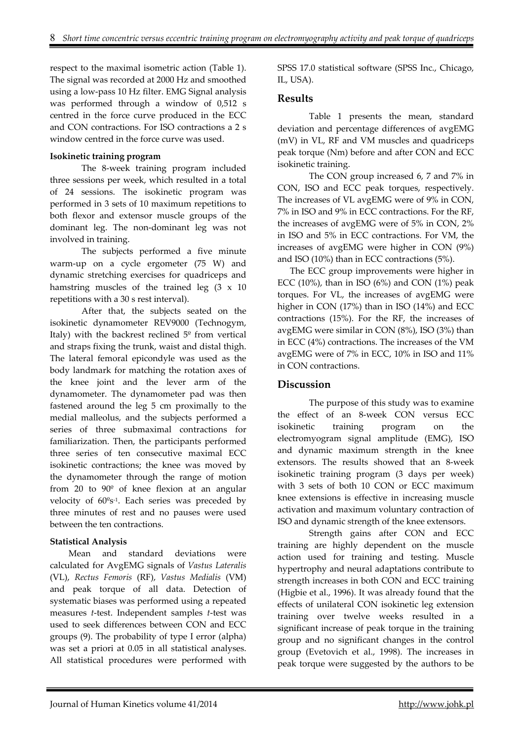respect to the maximal isometric action (Table 1). The signal was recorded at 2000 Hz and smoothed using a low-pass 10 Hz filter. EMG Signal analysis was performed through a window of 0,512 s centred in the force curve produced in the ECC and CON contractions. For ISO contractions a 2 s window centred in the force curve was used.

**Isokinetic training program**

The 8-week training program included three sessions per week, which resulted in a total of 24 sessions. The isokinetic program was performed in 3 sets of 10 maximum repetitions to both flexor and extensor muscle groups of the dominant leg. The non-dominant leg was not involved in training.

The subjects performed a five minute warm-up on a cycle ergometer (75 W) and dynamic stretching exercises for quadriceps and hamstring muscles of the trained leg (3 x 10 repetitions with a 30 s rest interval).

After that, the subjects seated on the isokinetic dynamometer REV9000 (Technogym, Italy) with the backrest reclined 5º from vertical and straps fixing the trunk, waist and distal thigh. The lateral femoral epicondyle was used as the body landmark for matching the rotation axes of the knee joint and the lever arm of the dynamometer. The dynamometer pad was then fastened around the leg 5 cm proximally to the medial malleolus, and the subjects performed a series of three submaximal contractions for familiarization. Then, the participants performed three series of ten consecutive maximal ECC isokinetic contractions; the knee was moved by the dynamometer through the range of motion from 20 to 90º of knee flexion at an angular velocity of $60^{\circ}s^{-1}$. Each series was preceded by three minutes of rest and no pauses were used between the ten contractions.

**Statistical Analysis**

Mean and standard deviations were calculated for AvgEMG signals of *Vastus Lateralis* (VL), *Rectus Femoris* (RF), *Vastus Medialis* (VM) and peak torque of all data. Detection of systematic biases was performed using a repeated measures *t*-test. Independent samples *t*-test was used to seek differences between CON and ECC groups (9). The probability of type I error (alpha) was set a priori at 0.05 in all statistical analyses. All statistical procedures were performed with SPSS 17.0 statistical software (SPSS Inc., Chicago, IL, USA).

## Results

Table 1 presents the mean, standard deviation and percentage differences of avgEMG (mV) in VL, RF and VM muscles and quadriceps peak torque (Nm) before and after CON and ECC isokinetic training.

The CON group increased 6, 7 and 7% in CON, ISO and ECC peak torques, respectively. The increases of VL avgEMG were of 9% in CON, 7% in ISO and 9% in ECC contractions. For the RF, the increases of avgEMG were of 5% in CON, 2% in ISO and 5% in ECC contractions. For VM, the increases of avgEMG were higher in CON (9%) and ISO (10%) than in ECC contractions (5%).

The ECC group improvements were higher in ECC (10%), than in ISO (6%) and CON (1%) peak torques. For VL, the increases of avgEMG were higher in CON (17%) than in ISO (14%) and ECC contractions (15%). For the RF, the increases of avgEMG were similar in CON (8%), ISO (3%) than in ECC (4%) contractions. The increases of the VM avgEMG were of 7% in ECC, 10% in ISO and 11% in CON contractions.

## Discussion

The purpose of this study was to examine the effect of an 8-week CON versus ECC isokinetic training program on the electromyogram signal amplitude (EMG), ISO and dynamic maximum strength in the knee extensors. The results showed that an 8-week isokinetic training program (3 days per week) with 3 sets of both 10 CON or ECC maximum knee extensions is effective in increasing muscle activation and maximum voluntary contraction of ISO and dynamic strength of the knee extensors.

Strength gains after CON and ECC training are highly dependent on the muscle action used for training and testing. Muscle hypertrophy and neural adaptations contribute to strength increases in both CON and ECC training (Higbie et al., 1996). It was already found that the effects of unilateral CON isokinetic leg extension training over twelve weeks resulted in a significant increase of peak torque in the training group and no significant changes in the control group (Evetovich et al., 1998). The increases in peak torque were suggested by the authors to be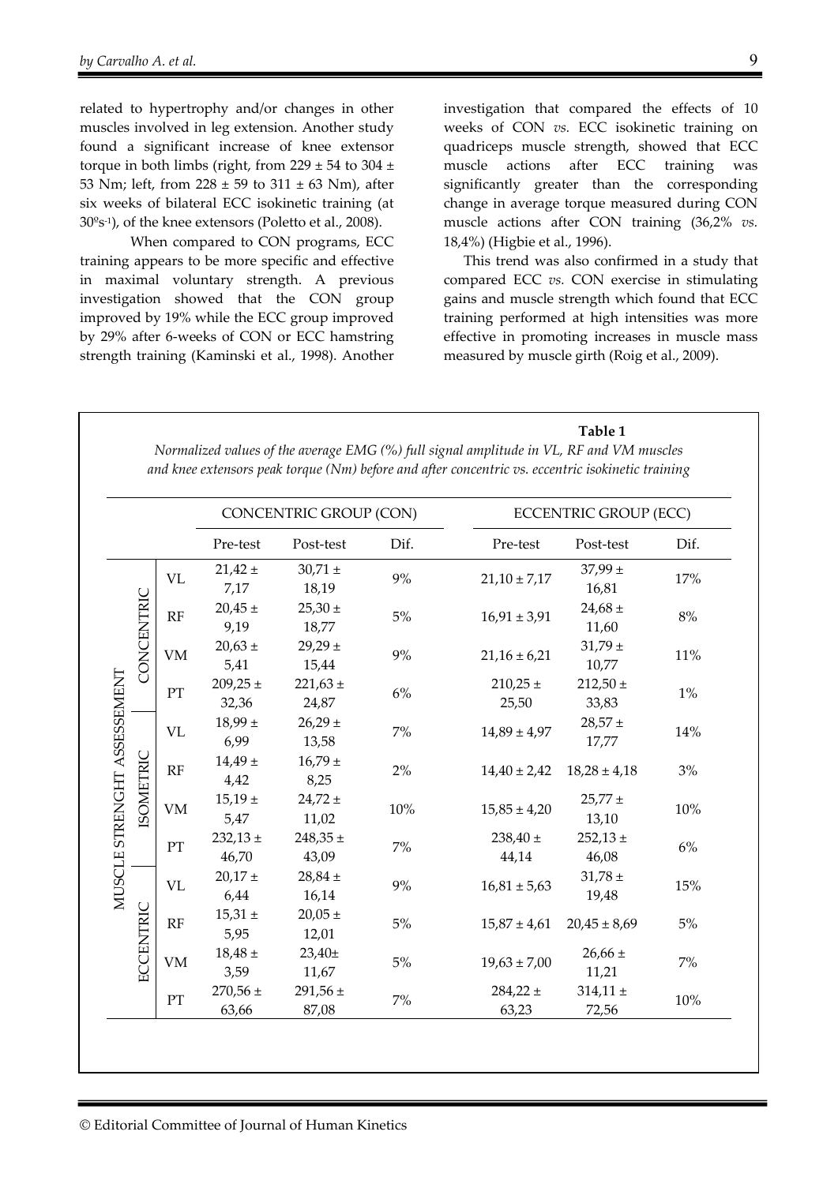related to hypertrophy and/or changes in other muscles involved in leg extension. Another study found a significant increase of knee extensor torque in both limbs (right, from 229 ± 54 to 304 ± 53 Nm; left, from 228 ± 59 to 311 ± 63 Nm), after six weeks of bilateral ECC isokinetic training (at 30º$s^{-1}$), of the knee extensors (Poletto et al., 2008).

When compared to CON programs, ECC training appears to be more specific and effective in maximal voluntary strength. A previous investigation showed that the CON group improved by 19% while the ECC group improved by 29% after 6-weeks of CON or ECC hamstring strength training (Kaminski et al., 1998). Another investigation that compared the effects of 10 weeks of CON *vs.* ECC isokinetic training on quadriceps muscle strength, showed that ECC muscle actions after ECC training was significantly greater than the corresponding change in average torque measured during CON muscle actions after CON training (36,2% *vs.* 18,4%) (Higbie et al., 1996).

This trend was also confirmed in a study that compared ECC *vs.* CON exercise in stimulating gains and muscle strength which found that ECC training performed at high intensities was more effective in promoting increases in muscle mass measured by muscle girth (Roig et al., 2009).

**Table 1**

*Normalized values of the average EMG (%) full signal amplitude in VL, RF and VM muscles and knee extensors peak torque (Nm) before and after concentric vs. eccentric isokinetic training*

| | | | CONCENTRIC GROUP (CON) | | | ECCENTRIC GROUP (ECC) | | |
|---|---|---|---|---|---|---|---|---|
| | | | Pre-test | Post-test | Dif. | Pre-test | Post-test | Dif. |
| MUSCLE STRENGHT ASSESEMENT | CONCENTRIC | VL | 21,42 ± 7,17 | 30,71 ± 18,19 | 9% | 21,10 ± 7,17 | 37,99 ± 16,81 | 17% |
| | | RF | 20,45 ± 9,19 | 25,30 ± 18,77 | 5% | 16,91 ± 3,91 | 24,68 ± 11,60 | 8% |
| | | VM | 20,63 ± 5,41 | 29,29 ± 15,44 | 9% | 21,16 ± 6,21 | 31,79 ± 10,77 | 11% |
| | | PT | 209,25 ± 32,36 | 221,63 ± 24,87 | 6% | 210,25 ± 25,50 | 212,50 ± 33,83 | 1% |
| | ISOMETRIC | VL | 18,99 ± 6,99 | 26,29 ± 13,58 | 7% | 14,89 ± 4,97 | 28,57 ± 17,77 | 14% |
| | | RF | 14,49 ± 4,42 | 16,79 ± 8,25 | 2% | 14,40 ± 2,42 | 18,28 ± 4,18 | 3% |
| | | VM | 15,19 ± 5,47 | 24,72 ± 11,02 | 10% | 15,85 ± 4,20 | 25,77 ± 13,10 | 10% |
| | | PT | 232,13 ± 46,70 | 248,35 ± 43,09 | 7% | 238,40 ± 44,14 | 252,13 ± 46,08 | 6% |
| | ECCENTRIC | VL | 20,17 ± 6,44 | 28,84 ± 16,14 | 9% | 16,81 ± 5,63 | 31,78 ± 19,48 | 15% |
| | | RF | 15,31 ± 5,95 | 20,05 ± 12,01 | 5% | 15,87 ± 4,61 | 20,45 ± 8,69 | 5% |
| | | VM | 18,48 ± 3,59 | 23,40± 11,67 | 5% | 19,63 ± 7,00 | 26,66 ± 11,21 | 7% |
| | | PT | 270,56 ± 63,66 | 291,56 ± 87,08 | 7% | 284,22 ± 63,23 | 314,11 ± 72,56 | 10% |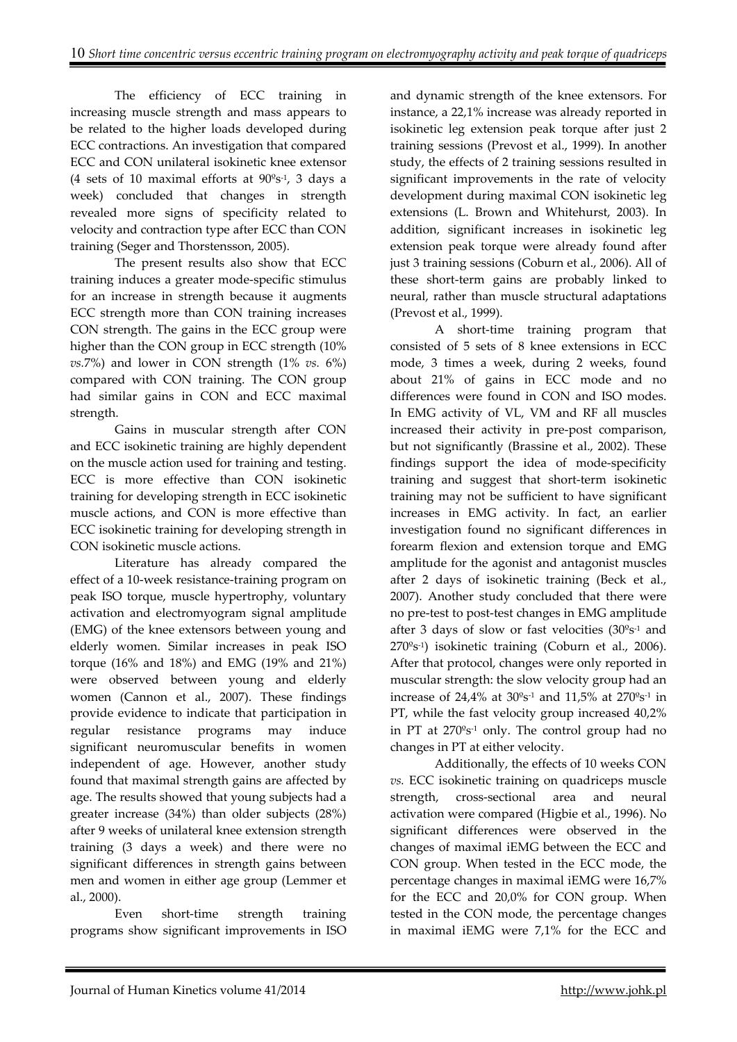The efficiency of ECC training in increasing muscle strength and mass appears to be related to the higher loads developed during ECC contractions. An investigation that compared ECC and CON unilateral isokinetic knee extensor (4 sets of 10 maximal efforts at $90^{\circ}s^{-1}$, 3 days a week) concluded that changes in strength revealed more signs of specificity related to velocity and contraction type after ECC than CON training (Seger and Thorstensson, 2005).

The present results also show that ECC training induces a greater mode-specific stimulus for an increase in strength because it augments ECC strength more than CON training increases CON strength. The gains in the ECC group were higher than the CON group in ECC strength (10% *vs.*7%) and lower in CON strength (1% *vs.* 6%) compared with CON training. The CON group had similar gains in CON and ECC maximal strength.

Gains in muscular strength after CON and ECC isokinetic training are highly dependent on the muscle action used for training and testing. ECC is more effective than CON isokinetic training for developing strength in ECC isokinetic muscle actions, and CON is more effective than ECC isokinetic training for developing strength in CON isokinetic muscle actions.

Literature has already compared the effect of a 10-week resistance-training program on peak ISO torque, muscle hypertrophy, voluntary activation and electromyogram signal amplitude (EMG) of the knee extensors between young and elderly women. Similar increases in peak ISO torque (16% and 18%) and EMG (19% and 21%) were observed between young and elderly women (Cannon et al., 2007). These findings provide evidence to indicate that participation in regular resistance programs may induce significant neuromuscular benefits in women independent of age. However, another study found that maximal strength gains are affected by age. The results showed that young subjects had a greater increase (34%) than older subjects (28%) after 9 weeks of unilateral knee extension strength training (3 days a week) and there were no significant differences in strength gains between men and women in either age group (Lemmer et al., 2000).

Even short-time strength training programs show significant improvements in ISO and dynamic strength of the knee extensors. For instance, a 22,1% increase was already reported in isokinetic leg extension peak torque after just 2 training sessions (Prevost et al., 1999). In another study, the effects of 2 training sessions resulted in significant improvements in the rate of velocity development during maximal CON isokinetic leg extensions (L. Brown and Whitehurst, 2003). In addition, significant increases in isokinetic leg extension peak torque were already found after just 3 training sessions (Coburn et al., 2006). All of these short-term gains are probably linked to neural, rather than muscle structural adaptations (Prevost et al., 1999).

A short-time training program that consisted of 5 sets of 8 knee extensions in ECC mode, 3 times a week, during 2 weeks, found about 21% of gains in ECC mode and no differences were found in CON and ISO modes. In EMG activity of VL, VM and RF all muscles increased their activity in pre-post comparison, but not significantly (Brassine et al., 2002). These findings support the idea of mode-specificity training and suggest that short-term isokinetic training may not be sufficient to have significant increases in EMG activity. In fact, an earlier investigation found no significant differences in forearm flexion and extension torque and EMG amplitude for the agonist and antagonist muscles after 2 days of isokinetic training (Beck et al., 2007). Another study concluded that there were no pre-test to post-test changes in EMG amplitude after 3 days of slow or fast velocities ($30^{\circ}s^{-1}$ and $270^{\circ}s^{-1}$) isokinetic training (Coburn et al., 2006). After that protocol, changes were only reported in muscular strength: the slow velocity group had an increase of 24,4% at $30^{\circ}s^{-1}$ and 11,5% at $270^{\circ}s^{-1}$ in PT, while the fast velocity group increased 40,2% in PT at $270^{\circ}s^{-1}$ only. The control group had no changes in PT at either velocity.

Additionally, the effects of 10 weeks CON *vs.* ECC isokinetic training on quadriceps muscle strength, cross-sectional area and neural activation were compared (Higbie et al., 1996). No significant differences were observed in the changes of maximal iEMG between the ECC and CON group. When tested in the ECC mode, the percentage changes in maximal iEMG were 16,7% for the ECC and 20,0% for CON group. When tested in the CON mode, the percentage changes in maximal iEMG were 7,1% for the ECC and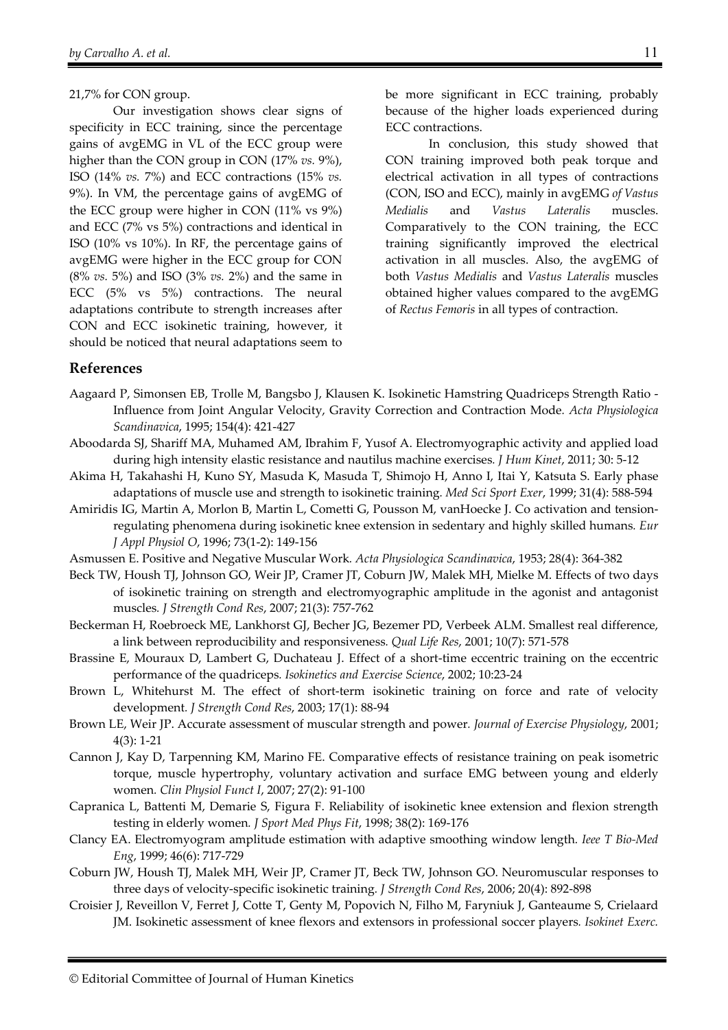21,7% for CON group.

Our investigation shows clear signs of specificity in ECC training, since the percentage gains of avgEMG in VL of the ECC group were higher than the CON group in CON (17% *vs.* 9%), ISO (14% *vs.* 7%) and ECC contractions (15% *vs.* 9%). In VM, the percentage gains of avgEMG of the ECC group were higher in CON (11% vs 9%) and ECC (7% vs 5%) contractions and identical in ISO (10% vs 10%). In RF, the percentage gains of avgEMG were higher in the ECC group for CON (8% *vs.* 5%) and ISO (3% *vs.* 2%) and the same in ECC (5% vs 5%) contractions. The neural adaptations contribute to strength increases after CON and ECC isokinetic training, however, it should be noticed that neural adaptations seem to be more significant in ECC training, probably because of the higher loads experienced during ECC contractions.

In conclusion, this study showed that CON training improved both peak torque and electrical activation in all types of contractions (CON, ISO and ECC), mainly in avgEMG *of Vastus Medialis* and *Vastus Lateralis* muscles. Comparatively to the CON training, the ECC training significantly improved the electrical activation in all muscles. Also, the avgEMG of both *Vastus Medialis* and *Vastus Lateralis* muscles obtained higher values compared to the avgEMG of *Rectus Femoris* in all types of contraction.

## References

Aagaard P, Simonsen EB, Trolle M, Bangsbo J, Klausen K. Isokinetic Hamstring Quadriceps Strength Ratio - Influence from Joint Angular Velocity, Gravity Correction and Contraction Mode. *Acta Physiologica Scandinavica*, 1995; 154(4): 421-427

Aboodarda SJ, Shariff MA, Muhamed AM, Ibrahim F, Yusof A. Electromyographic activity and applied load during high intensity elastic resistance and nautilus machine exercises. *J Hum Kinet*, 2011; 30: 5-12

Akima H, Takahashi H, Kuno SY, Masuda K, Masuda T, Shimojo H, Anno I, Itai Y, Katsuta S. Early phase adaptations of muscle use and strength to isokinetic training. *Med Sci Sport Exer*, 1999; 31(4): 588-594

Amiridis IG, Martin A, Morlon B, Martin L, Cometti G, Pousson M, vanHoecke J. Co activation and tension-regulating phenomena during isokinetic knee extension in sedentary and highly skilled humans. *Eur J Appl Physiol O*, 1996; 73(1-2): 149-156

Asmussen E. Positive and Negative Muscular Work. *Acta Physiologica Scandinavica*, 1953; 28(4): 364-382

Beck TW, Housh TJ, Johnson GO, Weir JP, Cramer JT, Coburn JW, Malek MH, Mielke M. Effects of two days of isokinetic training on strength and electromyographic amplitude in the agonist and antagonist muscles. *J Strength Cond Res*, 2007; 21(3): 757-762

Beckerman H, Roebroeck ME, Lankhorst GJ, Becher JG, Bezemer PD, Verbeek ALM. Smallest real difference, a link between reproducibility and responsiveness. *Qual Life Res*, 2001; 10(7): 571-578

Brassine E, Mouraux D, Lambert G, Duchateau J. Effect of a short-time eccentric training on the eccentric performance of the quadriceps. *Isokinetics and Exercise Science*, 2002; 10:23-24

Brown L, Whitehurst M. The effect of short-term isokinetic training on force and rate of velocity development. *J Strength Cond Res*, 2003; 17(1): 88-94

Brown LE, Weir JP. Accurate assessment of muscular strength and power. *Journal of Exercise Physiology*, 2001; 4(3): 1-21

Cannon J, Kay D, Tarpenning KM, Marino FE. Comparative effects of resistance training on peak isometric torque, muscle hypertrophy, voluntary activation and surface EMG between young and elderly women. *Clin Physiol Funct I*, 2007; 27(2): 91-100

Capranica L, Battenti M, Demarie S, Figura F. Reliability of isokinetic knee extension and flexion strength testing in elderly women. *J Sport Med Phys Fit*, 1998; 38(2): 169-176

Clancy EA. Electromyogram amplitude estimation with adaptive smoothing window length. *Ieee T Bio-Med Eng*, 1999; 46(6): 717-729

Coburn JW, Housh TJ, Malek MH, Weir JP, Cramer JT, Beck TW, Johnson GO. Neuromuscular responses to three days of velocity-specific isokinetic training. *J Strength Cond Res*, 2006; 20(4): 892-898

Croisier J, Reveillon V, Ferret J, Cotte T, Genty M, Popovich N, Filho M, Faryniuk J, Ganteaume S, Crielaard JM. Isokinetic assessment of knee flexors and extensors in professional soccer players. *Isokinet Exerc.*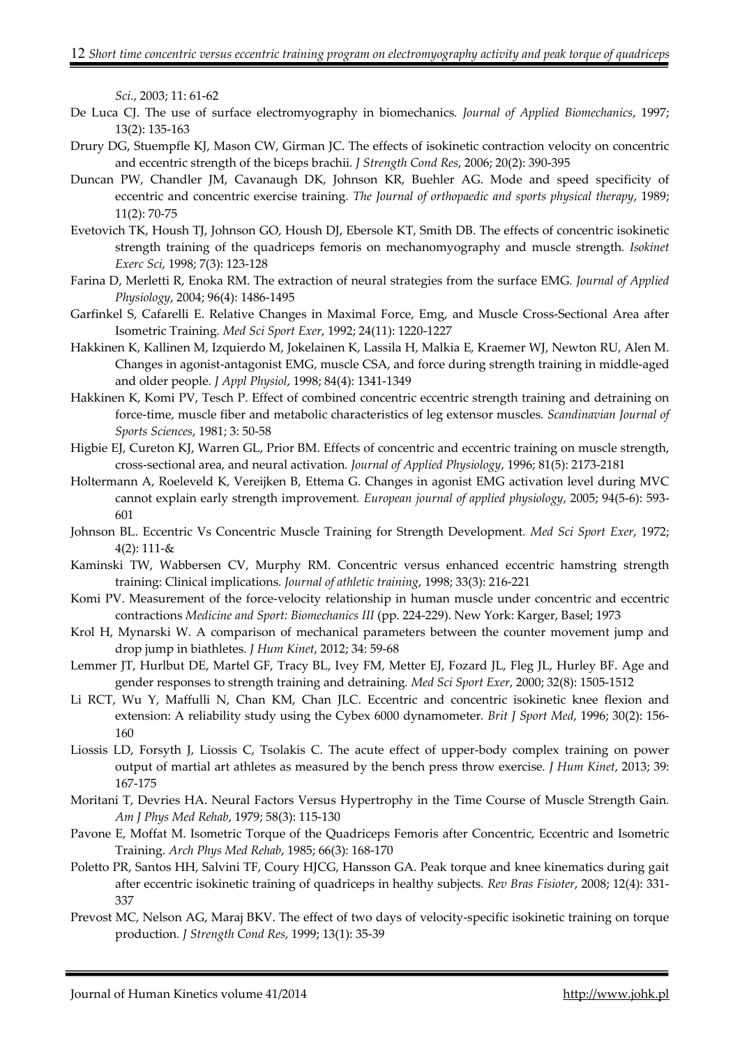*Sci.*, 2003; 11: 61-62

De Luca CJ. The use of surface electromyography in biomechanics. *Journal of Applied Biomechanics*, 1997; 13(2): 135-163

Drury DG, Stuempfle KJ, Mason CW, Girman JC. The effects of isokinetic contraction velocity on concentric and eccentric strength of the biceps brachii. *J Strength Cond Res*, 2006; 20(2): 390-395

Duncan PW, Chandler JM, Cavanaugh DK, Johnson KR, Buehler AG. Mode and speed specificity of eccentric and concentric exercise training. *The Journal of orthopaedic and sports physical therapy*, 1989; 11(2): 70-75

Evetovich TK, Housh TJ, Johnson GO, Housh DJ, Ebersole KT, Smith DB. The effects of concentric isokinetic strength training of the quadriceps femoris on mechanomyography and muscle strength. *Isokinet Exerc Sci*, 1998; 7(3): 123-128

Farina D, Merletti R, Enoka RM. The extraction of neural strategies from the surface EMG. *Journal of Applied Physiology*, 2004; 96(4): 1486-1495

Garfinkel S, Cafarelli E. Relative Changes in Maximal Force, Emg, and Muscle Cross-Sectional Area after Isometric Training. *Med Sci Sport Exer*, 1992; 24(11): 1220-1227

Hakkinen K, Kallinen M, Izquierdo M, Jokelainen K, Lassila H, Malkia E, Kraemer WJ, Newton RU, Alen M. Changes in agonist-antagonist EMG, muscle CSA, and force during strength training in middle-aged and older people. *J Appl Physiol*, 1998; 84(4): 1341-1349

Hakkinen K, Komi PV, Tesch P. Effect of combined concentric eccentric strength training and detraining on force-time, muscle fiber and metabolic characteristics of leg extensor muscles. *Scandinavian Journal of Sports Sciences*, 1981; 3: 50-58

Higbie EJ, Cureton KJ, Warren GL, Prior BM. Effects of concentric and eccentric training on muscle strength, cross-sectional area, and neural activation. *Journal of Applied Physiology*, 1996; 81(5): 2173-2181

Holtermann A, Roeleveld K, Vereijken B, Ettema G. Changes in agonist EMG activation level during MVC cannot explain early strength improvement. *European journal of applied physiology*, 2005; 94(5-6): 593-601

Johnson BL. Eccentric Vs Concentric Muscle Training for Strength Development. *Med Sci Sport Exer*, 1972; 4(2): 111-&

Kaminski TW, Wabbersen CV, Murphy RM. Concentric versus enhanced eccentric hamstring strength training: Clinical implications. *Journal of athletic training*, 1998; 33(3): 216-221

Komi PV. Measurement of the force-velocity relationship in human muscle under concentric and eccentric contractions *Medicine and Sport: Biomechanics III* (pp. 224-229). New York: Karger, Basel; 1973

Krol H, Mynarski W. A comparison of mechanical parameters between the counter movement jump and drop jump in biathletes. *J Hum Kinet*, 2012; 34: 59-68

Lemmer JT, Hurlbut DE, Martel GF, Tracy BL, Ivey FM, Metter EJ, Fozard JL, Fleg JL, Hurley BF. Age and gender responses to strength training and detraining. *Med Sci Sport Exer*, 2000; 32(8): 1505-1512

Li RCT, Wu Y, Maffulli N, Chan KM, Chan JLC. Eccentric and concentric isokinetic knee flexion and extension: A reliability study using the Cybex 6000 dynamometer. *Brit J Sport Med*, 1996; 30(2): 156-160

Liossis LD, Forsyth J, Liossis C, Tsolakis C. The acute effect of upper-body complex training on power output of martial art athletes as measured by the bench press throw exercise. *J Hum Kinet*, 2013; 39: 167-175

Moritani T, Devries HA. Neural Factors Versus Hypertrophy in the Time Course of Muscle Strength Gain. *Am J Phys Med Rehab*, 1979; 58(3): 115-130

Pavone E, Moffat M. Isometric Torque of the Quadriceps Femoris after Concentric, Eccentric and Isometric Training. *Arch Phys Med Rehab*, 1985; 66(3): 168-170

Poletto PR, Santos HH, Salvini TF, Coury HJCG, Hansson GA. Peak torque and knee kinematics during gait after eccentric isokinetic training of quadriceps in healthy subjects. *Rev Bras Fisioter*, 2008; 12(4): 331-337

Prevost MC, Nelson AG, Maraj BKV. The effect of two days of velocity-specific isokinetic training on torque production. *J Strength Cond Res*, 1999; 13(1): 35-39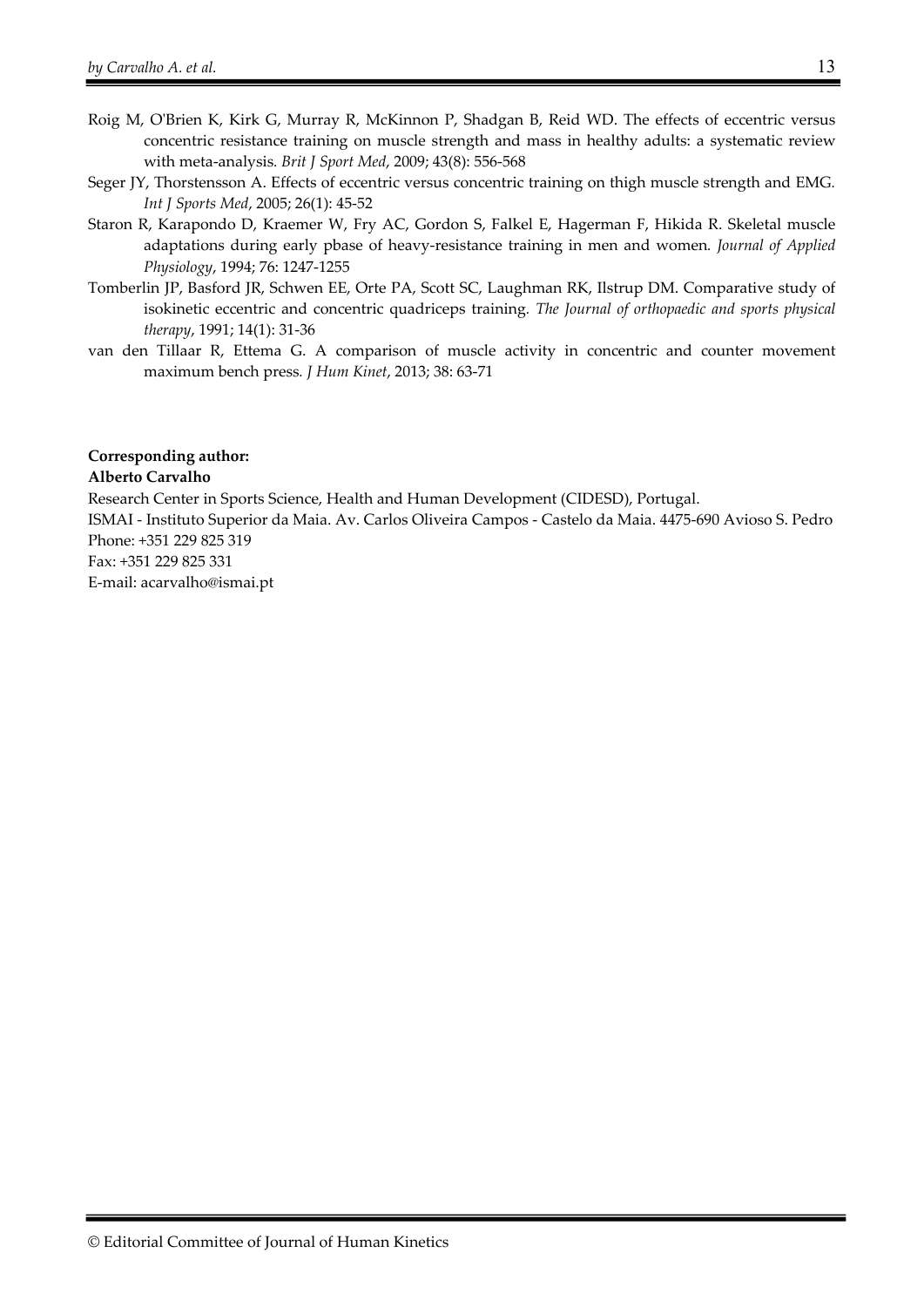Roig M, O'Brien K, Kirk G, Murray R, McKinnon P, Shadgan B, Reid WD. The effects of eccentric versus concentric resistance training on muscle strength and mass in healthy adults: a systematic review with meta-analysis. *Brit J Sport Med*, 2009; 43(8): 556-568

Seger JY, Thorstensson A. Effects of eccentric versus concentric training on thigh muscle strength and EMG. *Int J Sports Med*, 2005; 26(1): 45-52

Staron R, Karapondo D, Kraemer W, Fry AC, Gordon S, Falkel E, Hagerman F, Hikida R. Skeletal muscle adaptations during early pbase of heavy-resistance training in men and women. *Journal of Applied Physiology*, 1994; 76: 1247-1255

Tomberlin JP, Basford JR, Schwen EE, Orte PA, Scott SC, Laughman RK, Ilstrup DM. Comparative study of isokinetic eccentric and concentric quadriceps training. *The Journal of orthopaedic and sports physical therapy*, 1991; 14(1): 31-36

van den Tillaar R, Ettema G. A comparison of muscle activity in concentric and counter movement maximum bench press. *J Hum Kinet*, 2013; 38: 63-71

**Corresponding author:**

**Alberto Carvalho**

Research Center in Sports Science, Health and Human Development (CIDESD), Portugal.

ISMAI - Instituto Superior da Maia. Av. Carlos Oliveira Campos - Castelo da Maia. 4475-690 Avioso S. Pedro

Phone: +351 229 825 319

Fax: +351 229 825 331

E-mail: acarvalho@ismai.pt